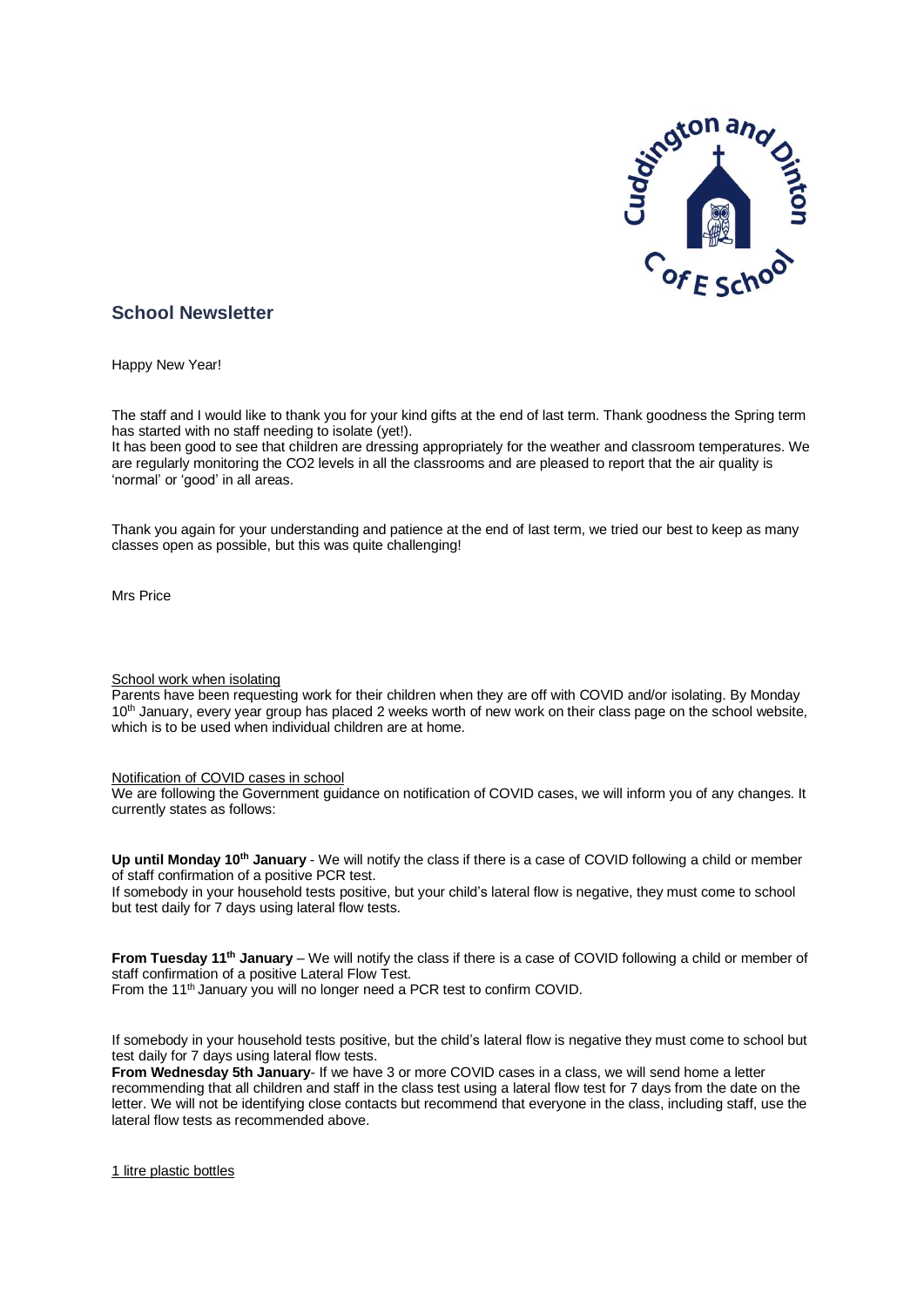## School Newsletter

Happy New Year!

The staff and I would like to thank you for your kind gifts at the end of last term. Thank goodness the Spring term has started with no staff needing to isolate (yet!).

It has been good to see that children are dressing appropriately for the weather and classroom temperatures. We are regularly monitoring the $CO_2$ levels in all the classrooms and are pleased to report that the air quality is 'normal' or 'good' in all areas.

Thank you again for your understanding and patience at the end of last term, we tried our best to keep as many classes open as possible, but this was quite challenging!

Mrs Price

School work when isolating

Parents have been requesting work for their children when they are off with COVID and/or isolating. By Monday 10th January, every year group has placed 2 weeks worth of new work on their class page on the school website, which is to be used when individual children are at home.

Notification of COVID cases in school

We are following the Government guidance on notification of COVID cases, we will inform you of any changes. It currently states as follows:

**Up until Monday 10th January** - We will notify the class if there is a case of COVID following a child or member of staff confirmation of a positive PCR test.

If somebody in your household tests positive, but your child's lateral flow is negative, they must come to school but test daily for 7 days using lateral flow tests.

**From Tuesday 11th January** – We will notify the class if there is a case of COVID following a child or member of staff confirmation of a positive Lateral Flow Test.

From the 11th January you will no longer need a PCR test to confirm COVID.

If somebody in your household tests positive, but the child's lateral flow is negative they must come to school but test daily for 7 days using lateral flow tests.

**From Wednesday 5th January**- If we have 3 or more COVID cases in a class, we will send home a letter recommending that all children and staff in the class test using a lateral flow test for 7 days from the date on the letter. We will not be identifying close contacts but recommend that everyone in the class, including staff, use the lateral flow tests as recommended above.

1 litre plastic bottles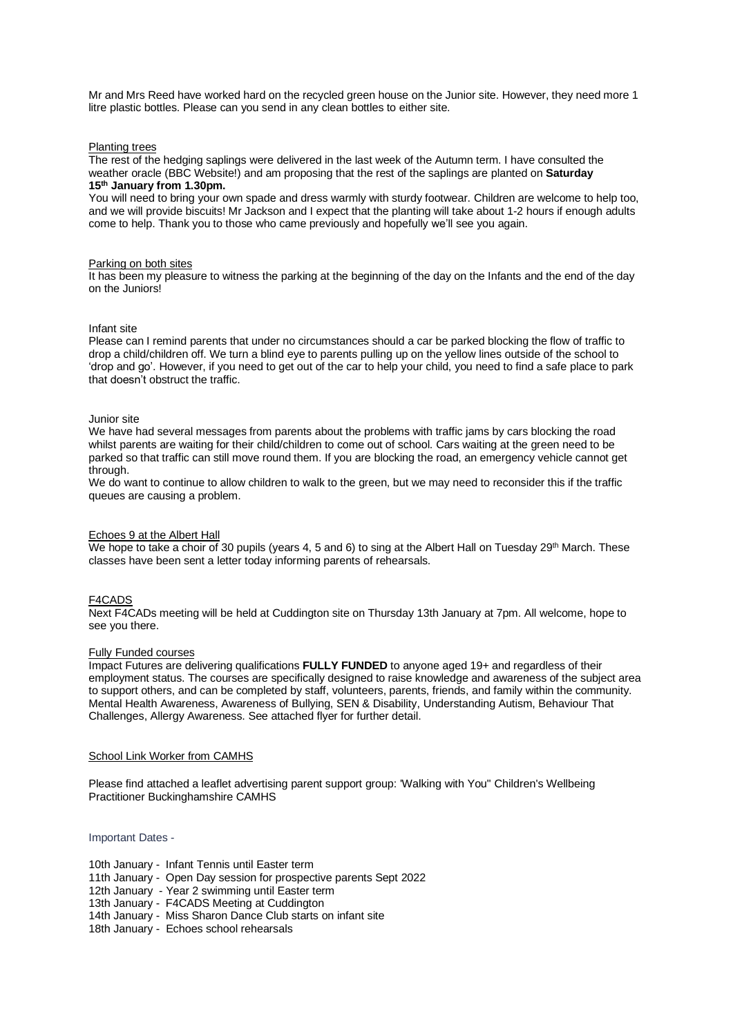Mr and Mrs Reed have worked hard on the recycled green house on the Junior site. However, they need more 1 litre plastic bottles. Please can you send in any clean bottles to either site.

## Planting trees

The rest of the hedging saplings were delivered in the last week of the Autumn term. I have consulted the weather oracle (BBC Website!) and am proposing that the rest of the saplings are planted on **Saturday 15th January from 1.30pm.**

You will need to bring your own spade and dress warmly with sturdy footwear. Children are welcome to help too, and we will provide biscuits! Mr Jackson and I expect that the planting will take about 1-2 hours if enough adults come to help. Thank you to those who came previously and hopefully we'll see you again.

## Parking on both sites

It has been my pleasure to witness the parking at the beginning of the day on the Infants and the end of the day on the Juniors!

### Infant site

Please can I remind parents that under no circumstances should a car be parked blocking the flow of traffic to drop a child/children off. We turn a blind eye to parents pulling up on the yellow lines outside of the school to 'drop and go'. However, if you need to get out of the car to help your child, you need to find a safe place to park that doesn't obstruct the traffic.

### Junior site

We have had several messages from parents about the problems with traffic jams by cars blocking the road whilst parents are waiting for their child/children to come out of school. Cars waiting at the green need to be parked so that traffic can still move round them. If you are blocking the road, an emergency vehicle cannot get through.

We do want to continue to allow children to walk to the green, but we may need to reconsider this if the traffic queues are causing a problem.

## Echoes 9 at the Albert Hall

We hope to take a choir of 30 pupils (years 4, 5 and 6) to sing at the Albert Hall on Tuesday 29th March. These classes have been sent a letter today informing parents of rehearsals.

## F4CADS

Next F4CADs meeting will be held at Cuddington site on Thursday 13th January at 7pm. All welcome, hope to see you there.

## Fully Funded courses

Impact Futures are delivering qualifications **FULLY FUNDED** to anyone aged 19+ and regardless of their employment status. The courses are specifically designed to raise knowledge and awareness of the subject area to support others, and can be completed by staff, volunteers, parents, friends, and family within the community. Mental Health Awareness, Awareness of Bullying, SEN & Disability, Understanding Autism, Behaviour That Challenges, Allergy Awareness. See attached flyer for further detail.

## School Link Worker from CAMHS

Please find attached a leaflet advertising parent support group: 'Walking with You" Children's Wellbeing Practitioner Buckinghamshire CAMHS

## Important Dates -

- 10th January - Infant Tennis until Easter term
- 11th January - Open Day session for prospective parents Sept 2022
- 12th January - Year 2 swimming until Easter term
- 13th January - F4CADS Meeting at Cuddington
- 14th January - Miss Sharon Dance Club starts on infant site
- 18th January - Echoes school rehearsals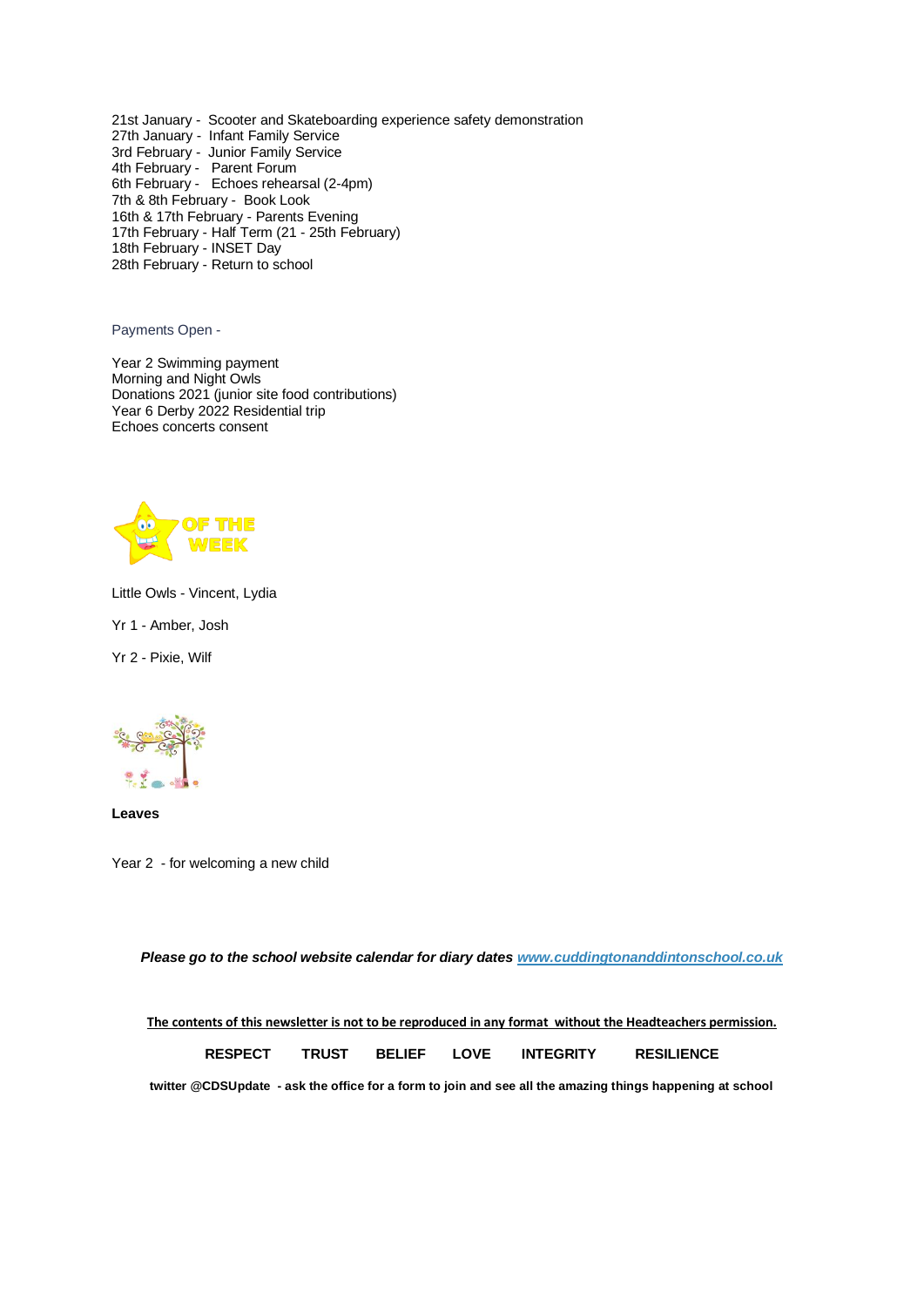21st January - Scooter and Skateboarding experience safety demonstration
27th January - Infant Family Service
3rd February - Junior Family Service
4th February - Parent Forum
6th February - Echoes rehearsal (2-4pm)
7th & 8th February - Book Look
16th & 17th February - Parents Evening
17th February - Half Term (21 - 25th February)
18th February - INSET Day
28th February - Return to school

Payments Open -

Year 2 Swimming payment
Morning and Night Owls
Donations 2021 (junior site food contributions)
Year 6 Derby 2022 Residential trip
Echoes concerts consent

OF THE WEEK

Little Owls - Vincent, Lydia

Yr 1 - Amber, Josh

Yr 2 - Pixie, Wilf

**Leaves**

Year 2 - for welcoming a new child

***Please go to the school website calendar for diary dates [www.cuddingtonanddintonschool.co.uk](http://www.cuddingtonanddintonschool.co.uk)***

**The contents of this newsletter is not to be reproduced in any format without the Headteachers permission.**

**RESPECT TRUST BELIEF LOVE INTEGRITY RESILIENCE**

**twitter @CDSUpdate - ask the office for a form to join and see all the amazing things happening at school**